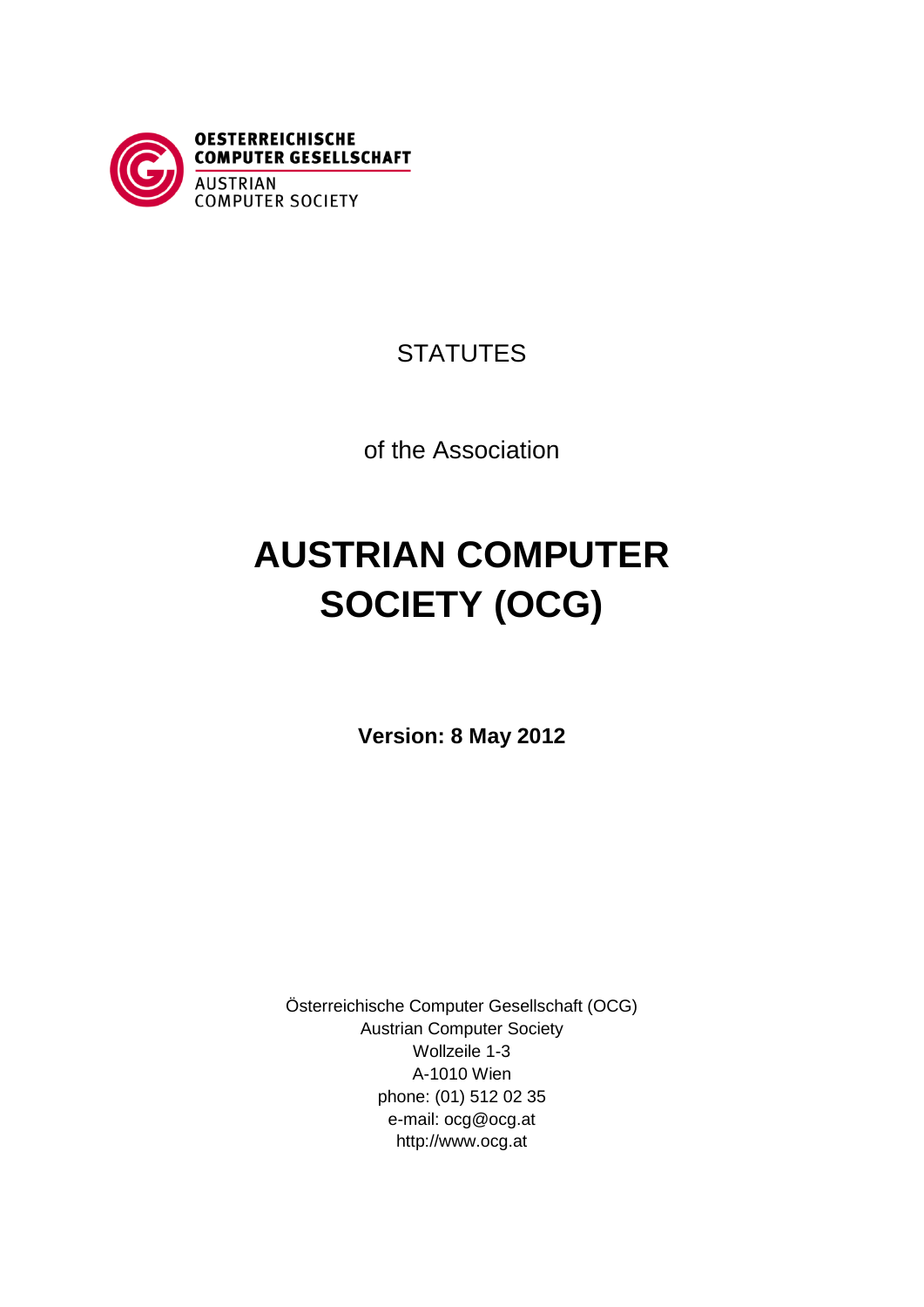OESTERREICHISCHE
COMPUTER GESELLSCHAFT
AUSTRIAN
COMPUTER SOCIETY

STATUTES

of the Association

# AUSTRIAN COMPUTER SOCIETY (OCG)

**Version: 8 May 2012**

Österreichische Computer Gesellschaft (OCG)
Austrian Computer Society
Wollzeile 1-3
A-1010 Wien
phone: (01) 512 02 35
e-mail: ocg@ocg.at
http://www.ocg.at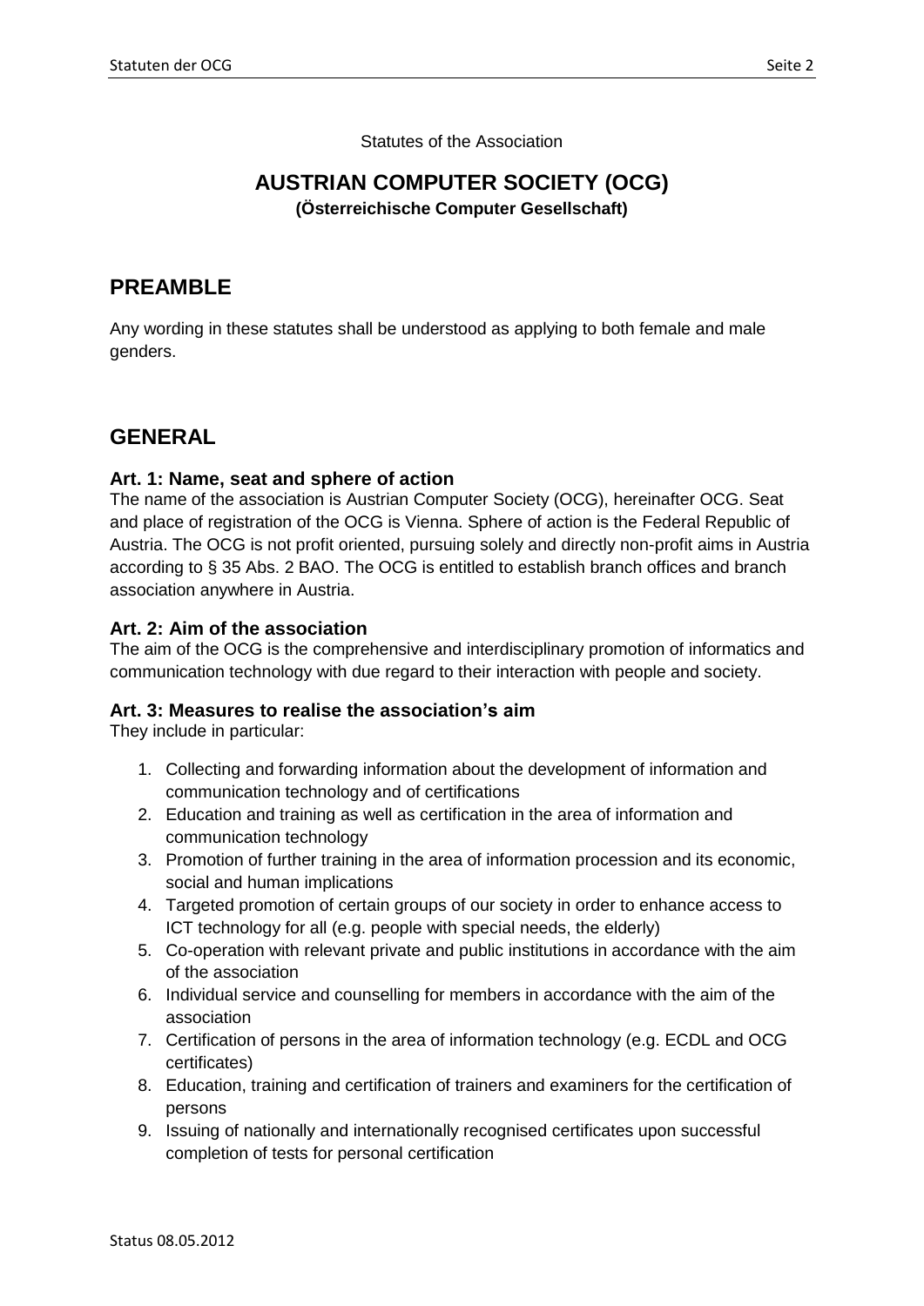Statutes of the Association

# AUSTRIAN COMPUTER SOCIETY (OCG)

**(Österreichische Computer Gesellschaft)**

## PREAMBLE

Any wording in these statutes shall be understood as applying to both female and male genders.

## GENERAL

### Art. 1: Name, seat and sphere of action

The name of the association is Austrian Computer Society (OCG), hereinafter OCG. Seat and place of registration of the OCG is Vienna. Sphere of action is the Federal Republic of Austria. The OCG is not profit oriented, pursuing solely and directly non-profit aims in Austria according to § 35 Abs. 2 BAO. The OCG is entitled to establish branch offices and branch association anywhere in Austria.

### Art. 2: Aim of the association

The aim of the OCG is the comprehensive and interdisciplinary promotion of informatics and communication technology with due regard to their interaction with people and society.

### Art. 3: Measures to realise the association's aim

They include in particular:

1. Collecting and forwarding information about the development of information and communication technology and of certifications
2. Education and training as well as certification in the area of information and communication technology
3. Promotion of further training in the area of information procession and its economic, social and human implications
4. Targeted promotion of certain groups of our society in order to enhance access to ICT technology for all (e.g. people with special needs, the elderly)
5. Co-operation with relevant private and public institutions in accordance with the aim of the association
6. Individual service and counselling for members in accordance with the aim of the association
7. Certification of persons in the area of information technology (e.g. ECDL and OCG certificates)
8. Education, training and certification of trainers and examiners for the certification of persons
9. Issuing of nationally and internationally recognised certificates upon successful completion of tests for personal certification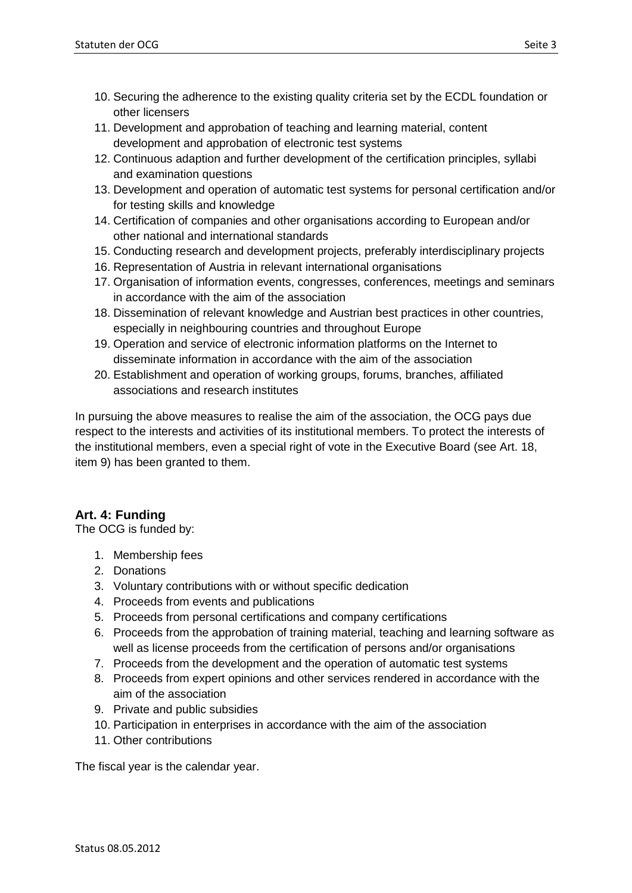10. Securing the adherence to the existing quality criteria set by the ECDL foundation or other licensers
11. Development and approbation of teaching and learning material, content development and approbation of electronic test systems
12. Continuous adaption and further development of the certification principles, syllabi and examination questions
13. Development and operation of automatic test systems for personal certification and/or for testing skills and knowledge
14. Certification of companies and other organisations according to European and/or other national and international standards
15. Conducting research and development projects, preferably interdisciplinary projects
16. Representation of Austria in relevant international organisations
17. Organisation of information events, congresses, conferences, meetings and seminars in accordance with the aim of the association
18. Dissemination of relevant knowledge and Austrian best practices in other countries, especially in neighbouring countries and throughout Europe
19. Operation and service of electronic information platforms on the Internet to disseminate information in accordance with the aim of the association
20. Establishment and operation of working groups, forums, branches, affiliated associations and research institutes

In pursuing the above measures to realise the aim of the association, the OCG pays due respect to the interests and activities of its institutional members. To protect the interests of the institutional members, even a special right of vote in the Executive Board (see Art. 18, item 9) has been granted to them.

### Art. 4: Funding

The OCG is funded by:

1. Membership fees
2. Donations
3. Voluntary contributions with or without specific dedication
4. Proceeds from events and publications
5. Proceeds from personal certifications and company certifications
6. Proceeds from the approbation of training material, teaching and learning software as well as license proceeds from the certification of persons and/or organisations
7. Proceeds from the development and the operation of automatic test systems
8. Proceeds from expert opinions and other services rendered in accordance with the aim of the association
9. Private and public subsidies
10. Participation in enterprises in accordance with the aim of the association
11. Other contributions

The fiscal year is the calendar year.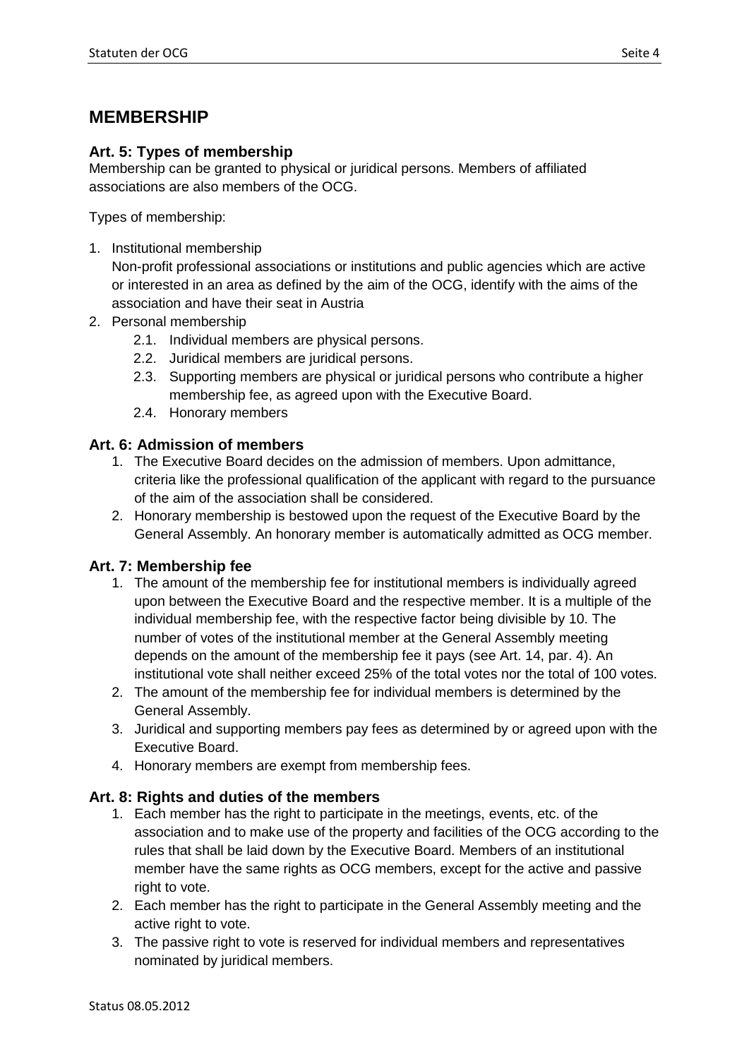## MEMBERSHIP

### Art. 5: Types of membership

Membership can be granted to physical or juridical persons. Members of affiliated associations are also members of the OCG.

Types of membership:

1. Institutional membership
   Non-profit professional associations or institutions and public agencies which are active or interested in an area as defined by the aim of the OCG, identify with the aims of the association and have their seat in Austria
2. Personal membership
   - 2.1. Individual members are physical persons.
   - 2.2. Juridical members are juridical persons.
   - 2.3. Supporting members are physical or juridical persons who contribute a higher membership fee, as agreed upon with the Executive Board.
   - 2.4. Honorary members

### Art. 6: Admission of members

1. The Executive Board decides on the admission of members. Upon admittance, criteria like the professional qualification of the applicant with regard to the pursuance of the aim of the association shall be considered.
2. Honorary membership is bestowed upon the request of the Executive Board by the General Assembly. An honorary member is automatically admitted as OCG member.

### Art. 7: Membership fee

1. The amount of the membership fee for institutional members is individually agreed upon between the Executive Board and the respective member. It is a multiple of the individual membership fee, with the respective factor being divisible by 10. The number of votes of the institutional member at the General Assembly meeting depends on the amount of the membership fee it pays (see Art. 14, par. 4). An institutional vote shall neither exceed 25% of the total votes nor the total of 100 votes.
2. The amount of the membership fee for individual members is determined by the General Assembly.
3. Juridical and supporting members pay fees as determined by or agreed upon with the Executive Board.
4. Honorary members are exempt from membership fees.

### Art. 8: Rights and duties of the members

1. Each member has the right to participate in the meetings, events, etc. of the association and to make use of the property and facilities of the OCG according to the rules that shall be laid down by the Executive Board. Members of an institutional member have the same rights as OCG members, except for the active and passive right to vote.
2. Each member has the right to participate in the General Assembly meeting and the active right to vote.
3. The passive right to vote is reserved for individual members and representatives nominated by juridical members.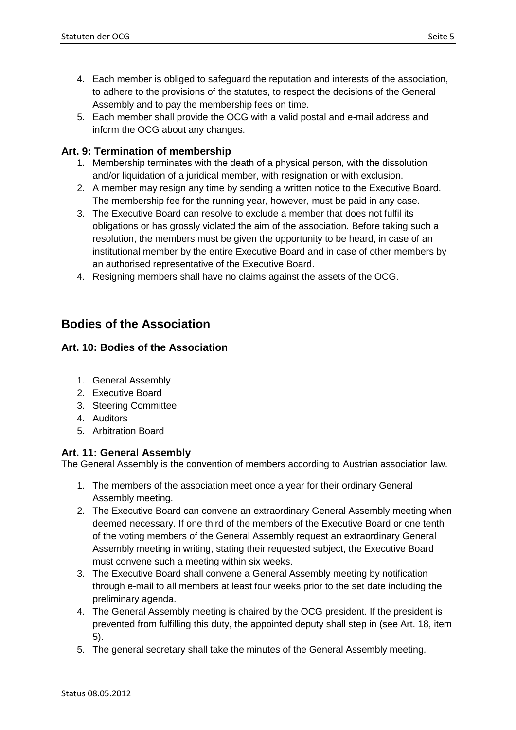4. Each member is obliged to safeguard the reputation and interests of the association, to adhere to the provisions of the statutes, to respect the decisions of the General Assembly and to pay the membership fees on time.
5. Each member shall provide the OCG with a valid postal and e-mail address and inform the OCG about any changes.

### Art. 9: Termination of membership

1. Membership terminates with the death of a physical person, with the dissolution and/or liquidation of a juridical member, with resignation or with exclusion.
2. A member may resign any time by sending a written notice to the Executive Board. The membership fee for the running year, however, must be paid in any case.
3. The Executive Board can resolve to exclude a member that does not fulfil its obligations or has grossly violated the aim of the association. Before taking such a resolution, the members must be given the opportunity to be heard, in case of an institutional member by the entire Executive Board and in case of other members by an authorised representative of the Executive Board.
4. Resigning members shall have no claims against the assets of the OCG.

## Bodies of the Association

### Art. 10: Bodies of the Association

1. General Assembly
2. Executive Board
3. Steering Committee
4. Auditors
5. Arbitration Board

### Art. 11: General Assembly

The General Assembly is the convention of members according to Austrian association law.

1. The members of the association meet once a year for their ordinary General Assembly meeting.
2. The Executive Board can convene an extraordinary General Assembly meeting when deemed necessary. If one third of the members of the Executive Board or one tenth of the voting members of the General Assembly request an extraordinary General Assembly meeting in writing, stating their requested subject, the Executive Board must convene such a meeting within six weeks.
3. The Executive Board shall convene a General Assembly meeting by notification through e-mail to all members at least four weeks prior to the set date including the preliminary agenda.
4. The General Assembly meeting is chaired by the OCG president. If the president is prevented from fulfilling this duty, the appointed deputy shall step in (see Art. 18, item 5).
5. The general secretary shall take the minutes of the General Assembly meeting.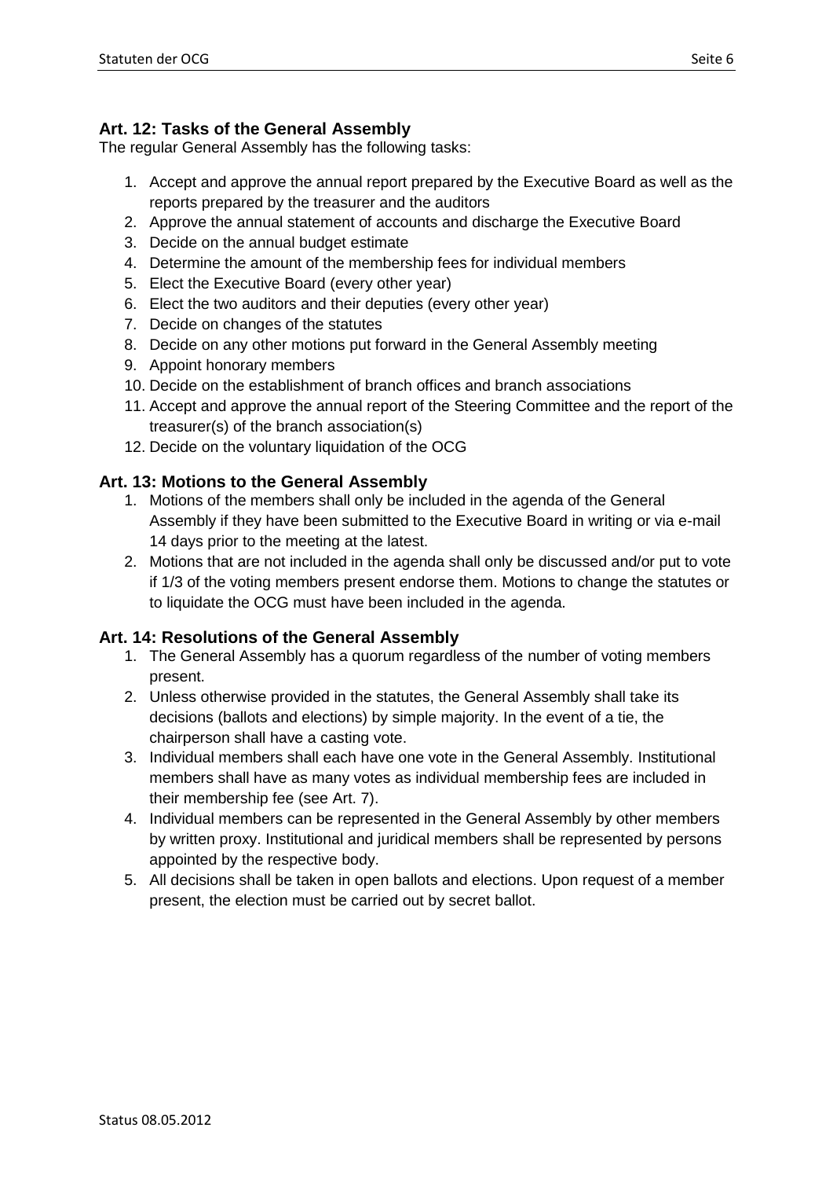## Art. 12: Tasks of the General Assembly

The regular General Assembly has the following tasks:

1. Accept and approve the annual report prepared by the Executive Board as well as the reports prepared by the treasurer and the auditors
2. Approve the annual statement of accounts and discharge the Executive Board
3. Decide on the annual budget estimate
4. Determine the amount of the membership fees for individual members
5. Elect the Executive Board (every other year)
6. Elect the two auditors and their deputies (every other year)
7. Decide on changes of the statutes
8. Decide on any other motions put forward in the General Assembly meeting
9. Appoint honorary members
10. Decide on the establishment of branch offices and branch associations
11. Accept and approve the annual report of the Steering Committee and the report of the treasurer(s) of the branch association(s)
12. Decide on the voluntary liquidation of the OCG

## Art. 13: Motions to the General Assembly

1. Motions of the members shall only be included in the agenda of the General Assembly if they have been submitted to the Executive Board in writing or via e-mail 14 days prior to the meeting at the latest.
2. Motions that are not included in the agenda shall only be discussed and/or put to vote if 1/3 of the voting members present endorse them. Motions to change the statutes or to liquidate the OCG must have been included in the agenda.

## Art. 14: Resolutions of the General Assembly

1. The General Assembly has a quorum regardless of the number of voting members present.
2. Unless otherwise provided in the statutes, the General Assembly shall take its decisions (ballots and elections) by simple majority. In the event of a tie, the chairperson shall have a casting vote.
3. Individual members shall each have one vote in the General Assembly. Institutional members shall have as many votes as individual membership fees are included in their membership fee (see Art. 7).
4. Individual members can be represented in the General Assembly by other members by written proxy. Institutional and juridical members shall be represented by persons appointed by the respective body.
5. All decisions shall be taken in open ballots and elections. Upon request of a member present, the election must be carried out by secret ballot.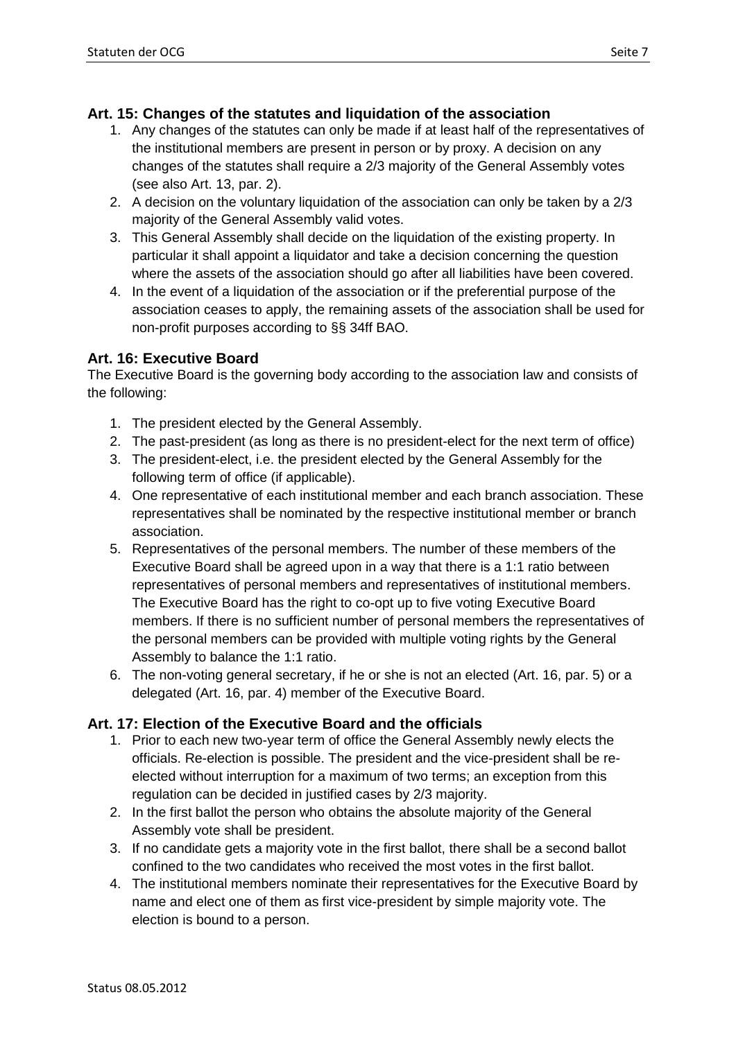### Art. 15: Changes of the statutes and liquidation of the association

1. Any changes of the statutes can only be made if at least half of the representatives of the institutional members are present in person or by proxy. A decision on any changes of the statutes shall require a 2/3 majority of the General Assembly votes (see also Art. 13, par. 2).
2. A decision on the voluntary liquidation of the association can only be taken by a 2/3 majority of the General Assembly valid votes.
3. This General Assembly shall decide on the liquidation of the existing property. In particular it shall appoint a liquidator and take a decision concerning the question where the assets of the association should go after all liabilities have been covered.
4. In the event of a liquidation of the association or if the preferential purpose of the association ceases to apply, the remaining assets of the association shall be used for non-profit purposes according to §§ 34ff BAO.

### Art. 16: Executive Board

The Executive Board is the governing body according to the association law and consists of the following:

1. The president elected by the General Assembly.
2. The past-president (as long as there is no president-elect for the next term of office)
3. The president-elect, i.e. the president elected by the General Assembly for the following term of office (if applicable).
4. One representative of each institutional member and each branch association. These representatives shall be nominated by the respective institutional member or branch association.
5. Representatives of the personal members. The number of these members of the Executive Board shall be agreed upon in a way that there is a 1:1 ratio between representatives of personal members and representatives of institutional members. The Executive Board has the right to co-opt up to five voting Executive Board members. If there is no sufficient number of personal members the representatives of the personal members can be provided with multiple voting rights by the General Assembly to balance the 1:1 ratio.
6. The non-voting general secretary, if he or she is not an elected (Art. 16, par. 5) or a delegated (Art. 16, par. 4) member of the Executive Board.

### Art. 17: Election of the Executive Board and the officials

1. Prior to each new two-year term of office the General Assembly newly elects the officials. Re-election is possible. The president and the vice-president shall be re-elected without interruption for a maximum of two terms; an exception from this regulation can be decided in justified cases by 2/3 majority.
2. In the first ballot the person who obtains the absolute majority of the General Assembly vote shall be president.
3. If no candidate gets a majority vote in the first ballot, there shall be a second ballot confined to the two candidates who received the most votes in the first ballot.
4. The institutional members nominate their representatives for the Executive Board by name and elect one of them as first vice-president by simple majority vote. The election is bound to a person.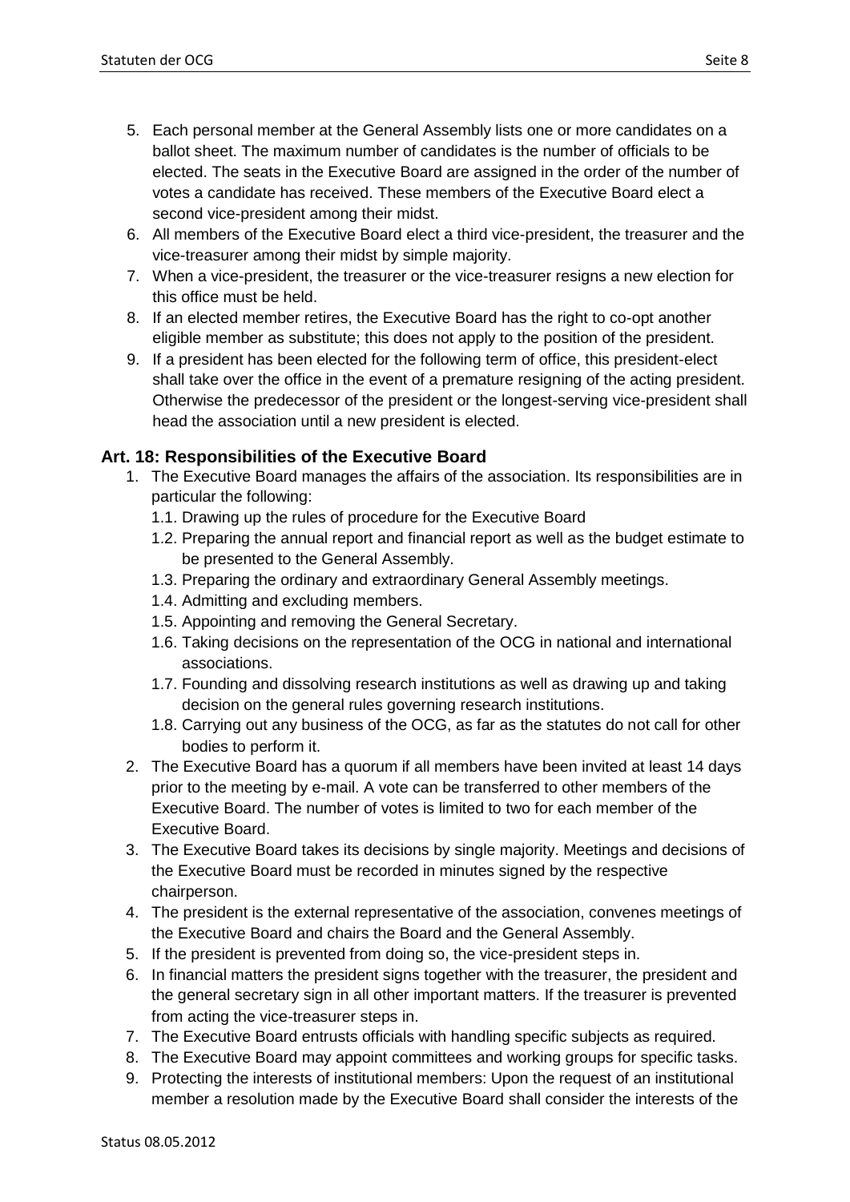5. Each personal member at the General Assembly lists one or more candidates on a ballot sheet. The maximum number of candidates is the number of officials to be elected. The seats in the Executive Board are assigned in the order of the number of votes a candidate has received. These members of the Executive Board elect a second vice-president among their midst.
6. All members of the Executive Board elect a third vice-president, the treasurer and the vice-treasurer among their midst by simple majority.
7. When a vice-president, the treasurer or the vice-treasurer resigns a new election for this office must be held.
8. If an elected member retires, the Executive Board has the right to co-opt another eligible member as substitute; this does not apply to the position of the president.
9. If a president has been elected for the following term of office, this president-elect shall take over the office in the event of a premature resigning of the acting president. Otherwise the predecessor of the president or the longest-serving vice-president shall head the association until a new president is elected.

### Art. 18: Responsibilities of the Executive Board

1. The Executive Board manages the affairs of the association. Its responsibilities are in particular the following:
   1.1. Drawing up the rules of procedure for the Executive Board
   1.2. Preparing the annual report and financial report as well as the budget estimate to be presented to the General Assembly.
   1.3. Preparing the ordinary and extraordinary General Assembly meetings.
   1.4. Admitting and excluding members.
   1.5. Appointing and removing the General Secretary.
   1.6. Taking decisions on the representation of the OCG in national and international associations.
   1.7. Founding and dissolving research institutions as well as drawing up and taking decision on the general rules governing research institutions.
   1.8. Carrying out any business of the OCG, as far as the statutes do not call for other bodies to perform it.
2. The Executive Board has a quorum if all members have been invited at least 14 days prior to the meeting by e-mail. A vote can be transferred to other members of the Executive Board. The number of votes is limited to two for each member of the Executive Board.
3. The Executive Board takes its decisions by single majority. Meetings and decisions of the Executive Board must be recorded in minutes signed by the respective chairperson.
4. The president is the external representative of the association, convenes meetings of the Executive Board and chairs the Board and the General Assembly.
5. If the president is prevented from doing so, the vice-president steps in.
6. In financial matters the president signs together with the treasurer, the president and the general secretary sign in all other important matters. If the treasurer is prevented from acting the vice-treasurer steps in.
7. The Executive Board entrusts officials with handling specific subjects as required.
8. The Executive Board may appoint committees and working groups for specific tasks.
9. Protecting the interests of institutional members: Upon the request of an institutional member a resolution made by the Executive Board shall consider the interests of the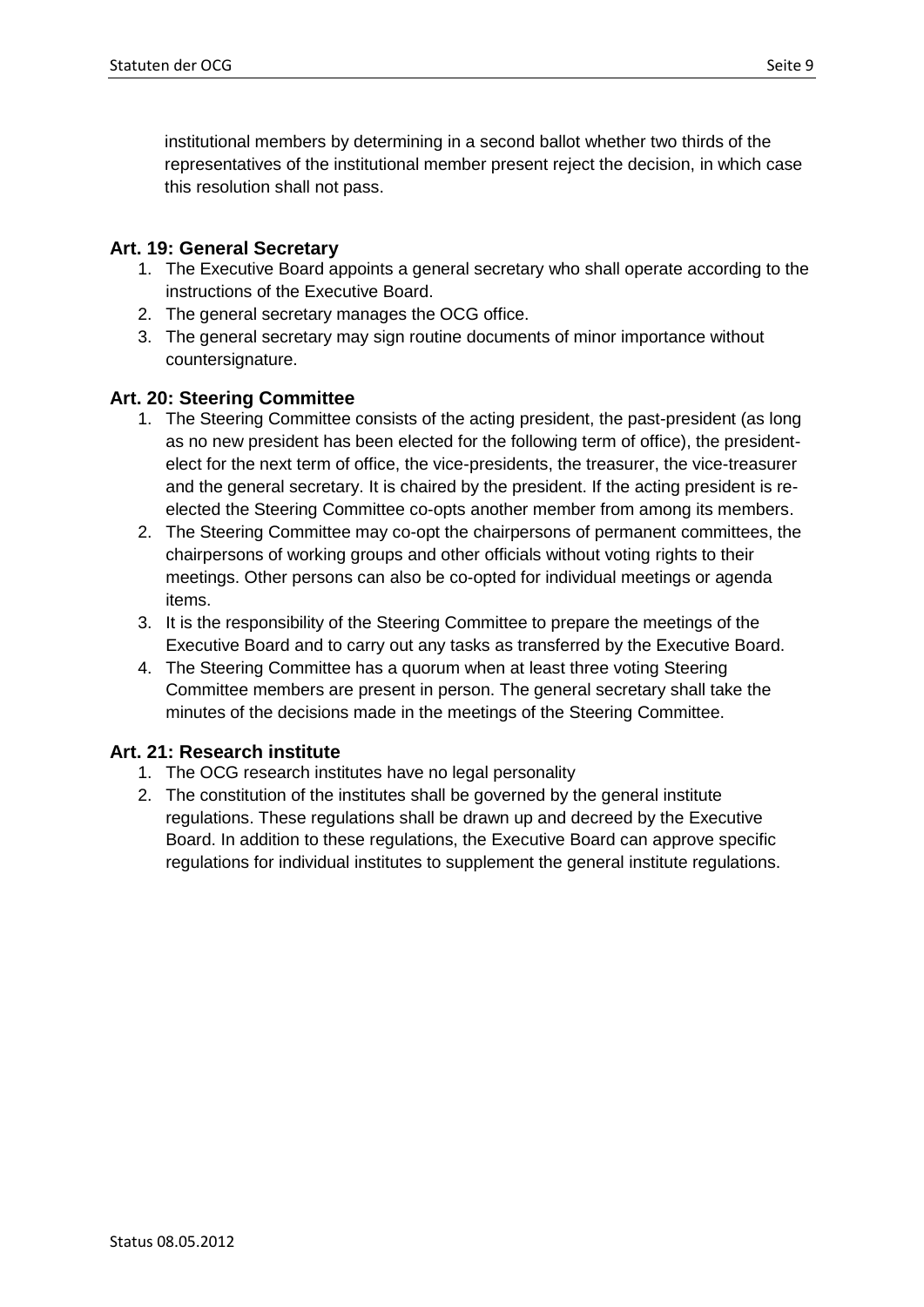institutional members by determining in a second ballot whether two thirds of the representatives of the institutional member present reject the decision, in which case this resolution shall not pass.

### Art. 19: General Secretary

1. The Executive Board appoints a general secretary who shall operate according to the instructions of the Executive Board.
2. The general secretary manages the OCG office.
3. The general secretary may sign routine documents of minor importance without countersignature.

### Art. 20: Steering Committee

1. The Steering Committee consists of the acting president, the past-president (as long as no new president has been elected for the following term of office), the president-elect for the next term of office, the vice-presidents, the treasurer, the vice-treasurer and the general secretary. It is chaired by the president. If the acting president is re-elected the Steering Committee co-opts another member from among its members.
2. The Steering Committee may co-opt the chairpersons of permanent committees, the chairpersons of working groups and other officials without voting rights to their meetings. Other persons can also be co-opted for individual meetings or agenda items.
3. It is the responsibility of the Steering Committee to prepare the meetings of the Executive Board and to carry out any tasks as transferred by the Executive Board.
4. The Steering Committee has a quorum when at least three voting Steering Committee members are present in person. The general secretary shall take the minutes of the decisions made in the meetings of the Steering Committee.

### Art. 21: Research institute

1. The OCG research institutes have no legal personality
2. The constitution of the institutes shall be governed by the general institute regulations. These regulations shall be drawn up and decreed by the Executive Board. In addition to these regulations, the Executive Board can approve specific regulations for individual institutes to supplement the general institute regulations.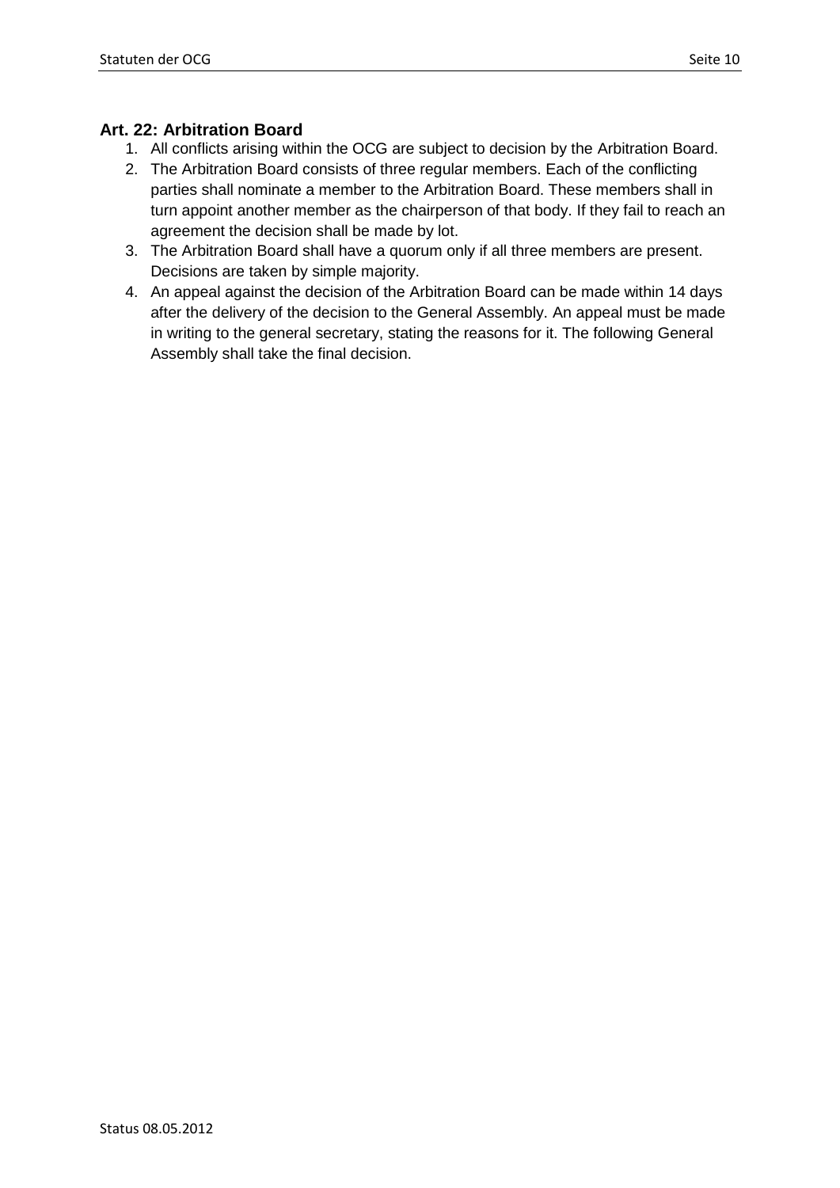### Art. 22: Arbitration Board

1. All conflicts arising within the OCG are subject to decision by the Arbitration Board.
2. The Arbitration Board consists of three regular members. Each of the conflicting parties shall nominate a member to the Arbitration Board. These members shall in turn appoint another member as the chairperson of that body. If they fail to reach an agreement the decision shall be made by lot.
3. The Arbitration Board shall have a quorum only if all three members are present. Decisions are taken by simple majority.
4. An appeal against the decision of the Arbitration Board can be made within 14 days after the delivery of the decision to the General Assembly. An appeal must be made in writing to the general secretary, stating the reasons for it. The following General Assembly shall take the final decision.

Status 08.05.2012